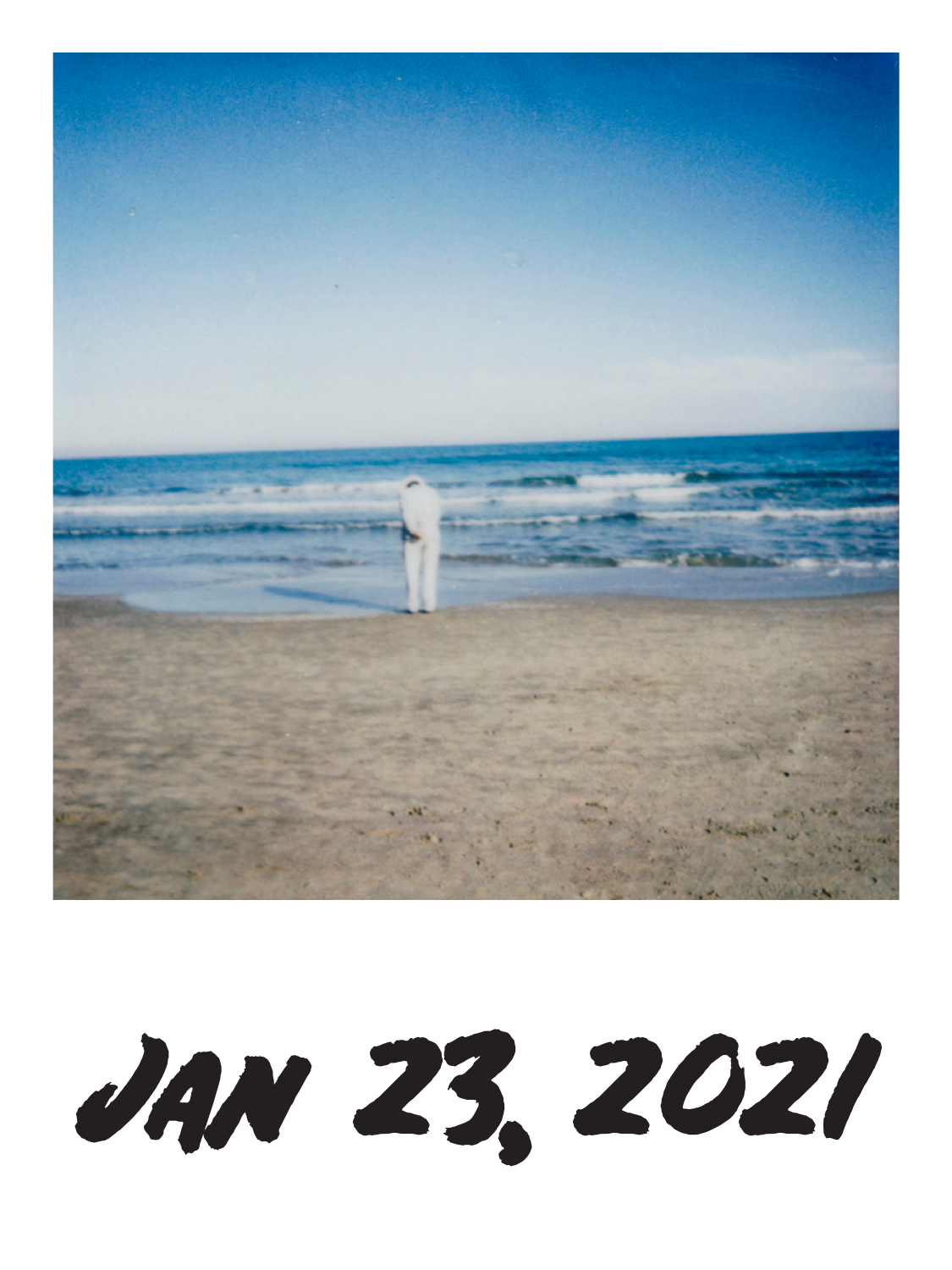# JAN 23, 2021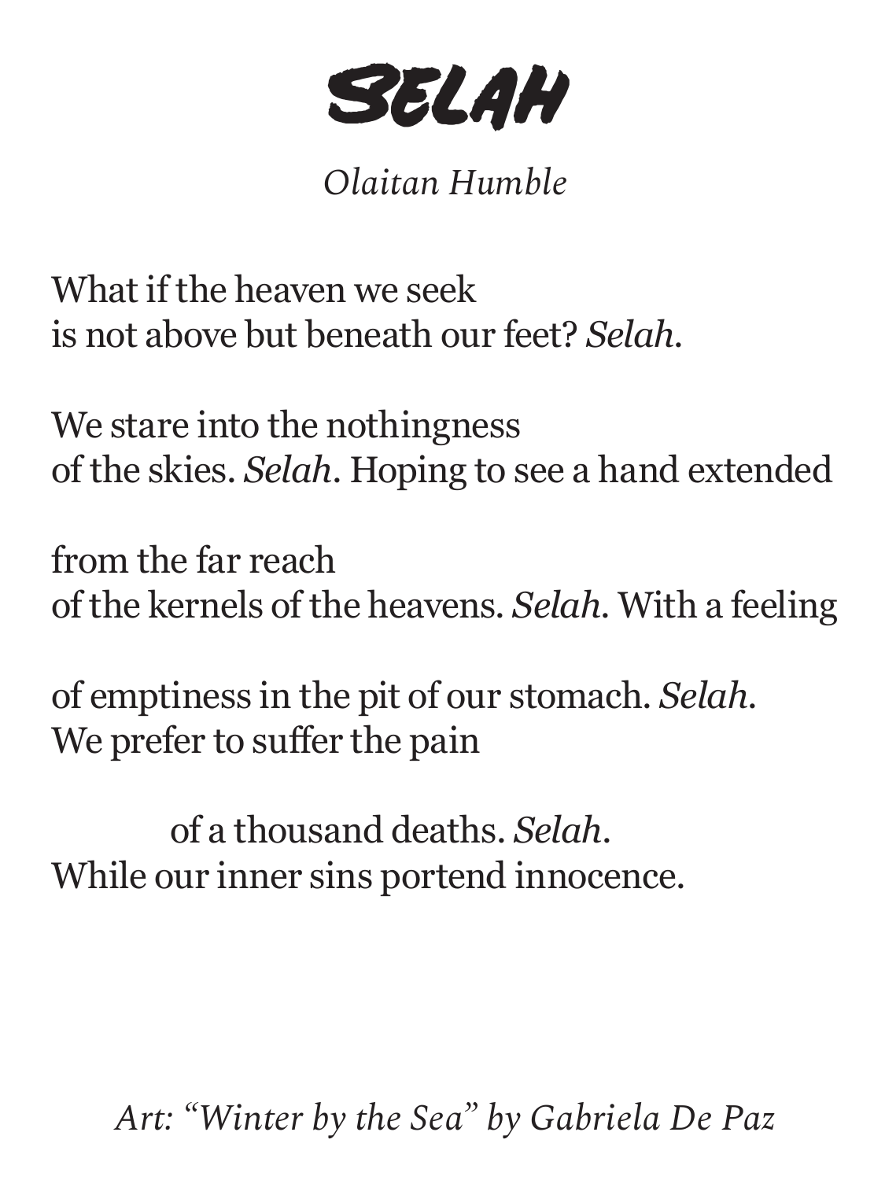# SELAH

*Olaitan Humble*

What if the heaven we seek
is not above but beneath our feet? *Selah*.

We stare into the nothingness
of the skies. *Selah*. Hoping to see a hand extended

from the far reach
of the kernels of the heavens. *Selah*. With a feeling

of emptiness in the pit of our stomach. *Selah*.
We prefer to suffer the pain

    of a thousand deaths. *Selah*.
While our inner sins portend innocence.

*Art: "Winter by the Sea" by Gabriela De Paz*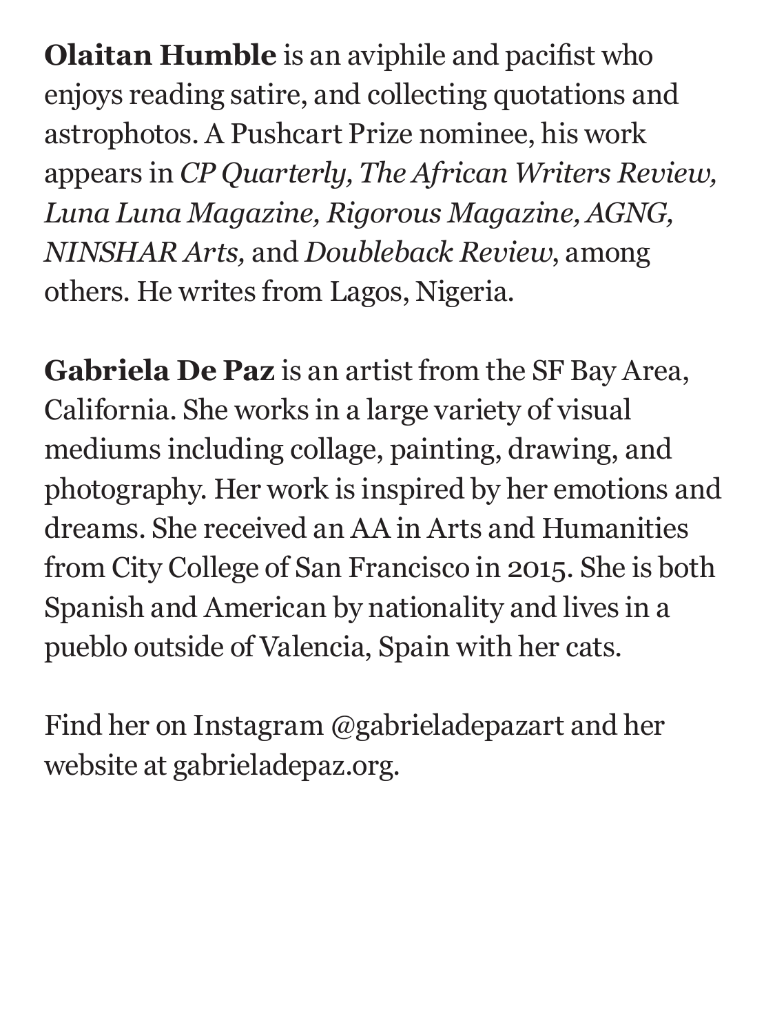**Olaitan Humble** is an aviphile and pacifist who enjoys reading satire, and collecting quotations and astrophotos. A Pushcart Prize nominee, his work appears in *CP Quarterly, The African Writers Review, Luna Luna Magazine, Rigorous Magazine, AGNG, NINSHAR Arts,* and *Doubleback Review*, among others. He writes from Lagos, Nigeria.

**Gabriela De Paz** is an artist from the SF Bay Area, California. She works in a large variety of visual mediums including collage, painting, drawing, and photography. Her work is inspired by her emotions and dreams. She received an AA in Arts and Humanities from City College of San Francisco in 2015. She is both Spanish and American by nationality and lives in a pueblo outside of Valencia, Spain with her cats.

Find her on Instagram @gabrieladepazart and her website at gabrieladepaz.org.